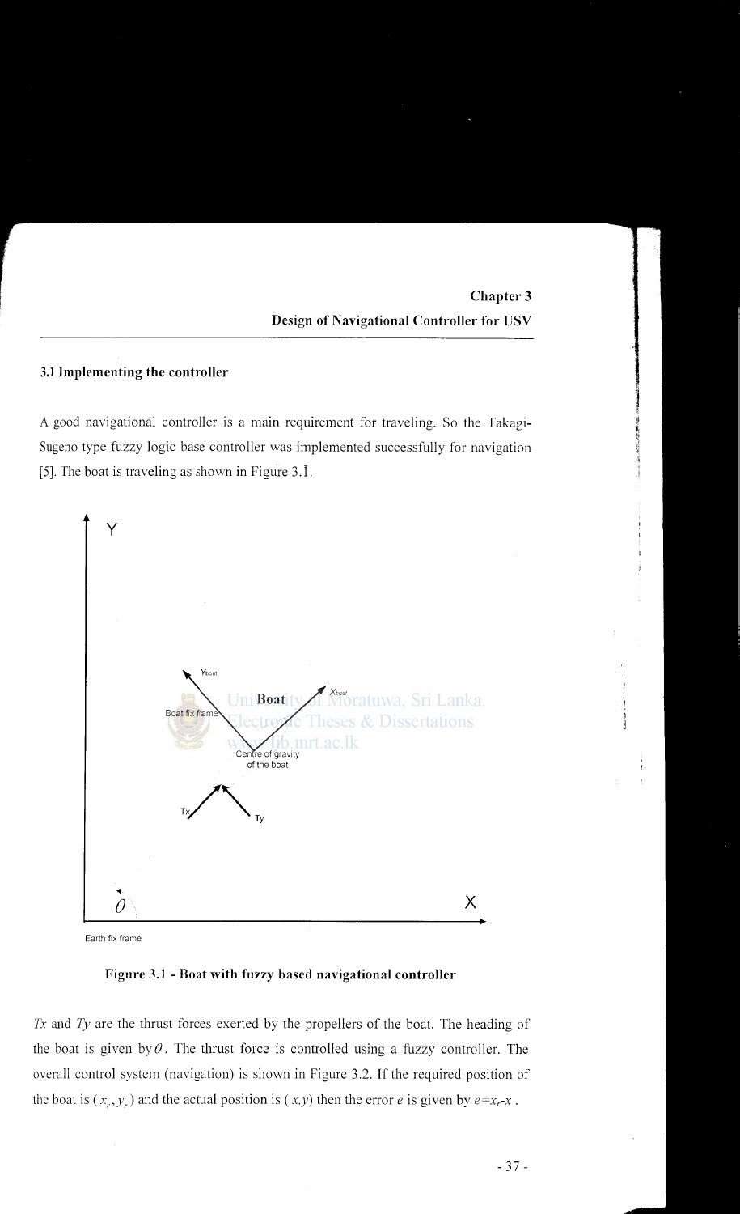# Chapter 3

## Design of Navigational Controller for USV

### 3.1 Implementing the controller

A good navigational controller is a main requirement for traveling. So the Takagi-Sugeno type fuzzy logic base controller was implemented successfully for navigation [5]. The boat is traveling as shown in Figure 3.1.

**Figure 3.1 - Boat with fuzzy based navigational controller**

*Tx* and *Ty* are the thrust forces exerted by the propellers of the boat. The heading of the boat is given by $\theta$. The thrust force is controlled using a fuzzy controller. The overall control system (navigation) is shown in Figure 3.2. If the required position of the boat is $(x_r, y_r)$ and the actual position is $(x, y)$ then the error $e$ is given by $e = x_r - x$.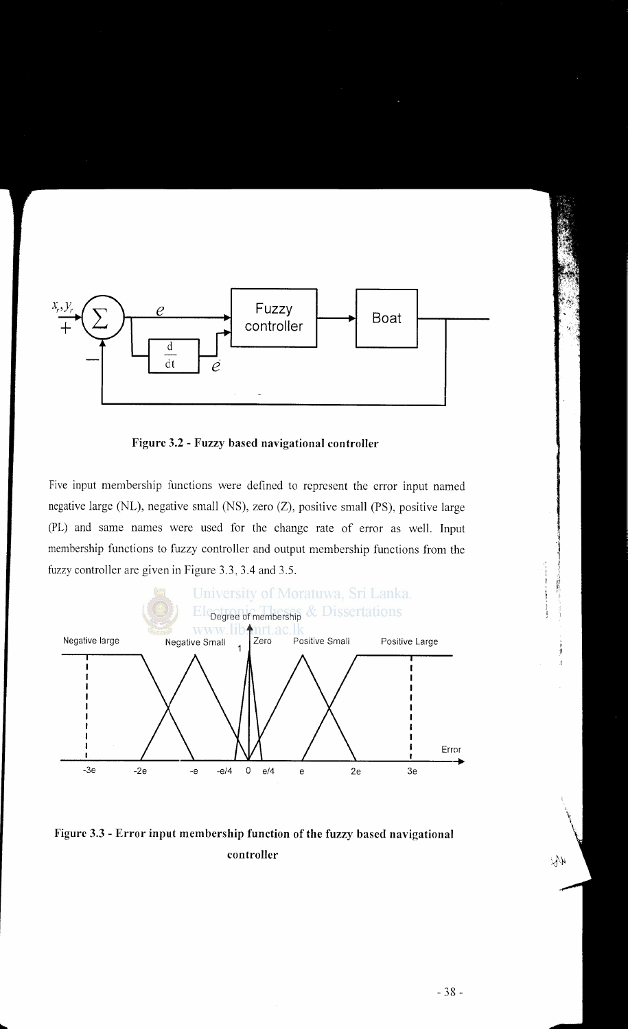Figure 3.2 - Fuzzy based navigational controller

Five input membership functions were defined to represent the error input named negative large (NL), negative small (NS), zero (Z), positive small (PS), positive large (PL) and same names were used for the change rate of error as well. Input membership functions to fuzzy controller and output membership functions from the fuzzy controller are given in Figure 3.3, 3.4 and 3.5.

Figure 3.3 - Error input membership function of the fuzzy based navigational controller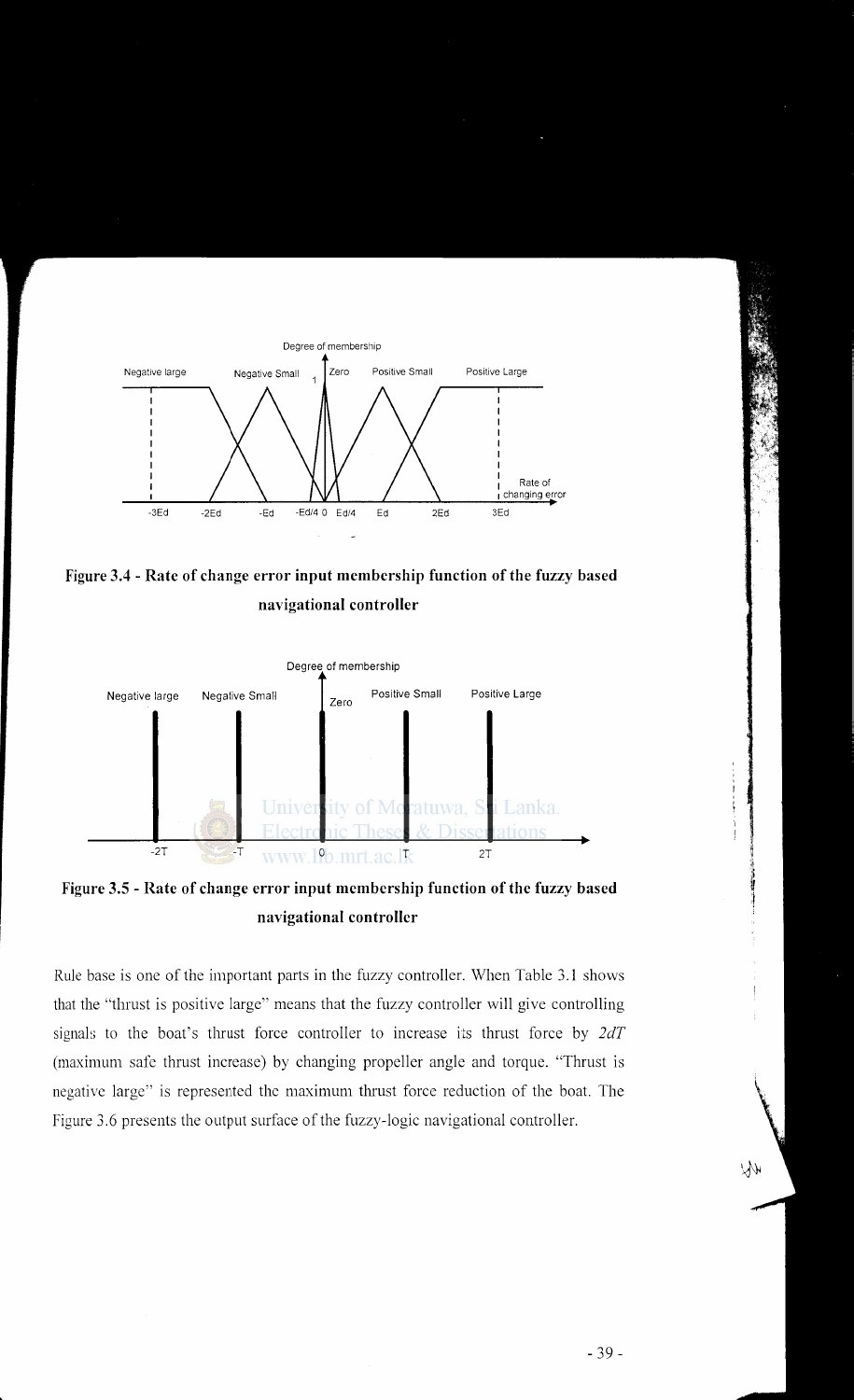**Figure 3.4 - Rate of change error input membership function of the fuzzy based navigational controller**

**Figure 3.5 - Rate of change error input membership function of the fuzzy based navigational controller**

Rule base is one of the important parts in the fuzzy controller. When Table 3.1 shows that the "thrust is positive large" means that the fuzzy controller will give controlling signals to the boat's thrust force controller to increase its thrust force by $2dT$ (maximum safe thrust increase) by changing propeller angle and torque. "Thrust is negative large" is represented the maximum thrust force reduction of the boat. The Figure 3.6 presents the output surface of the fuzzy-logic navigational controller.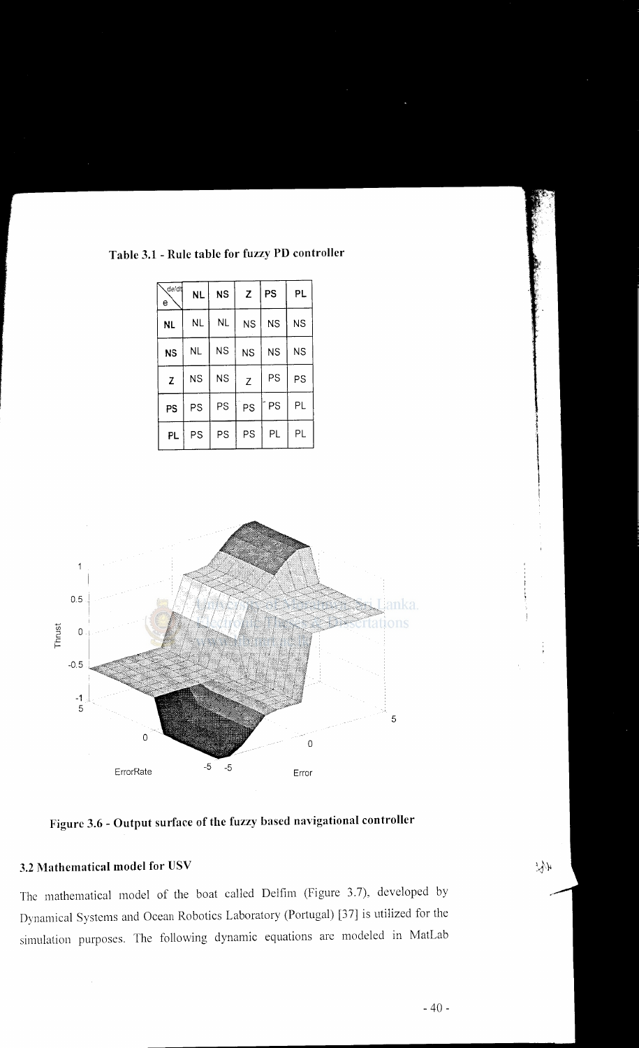**Table 3.1 - Rule table for fuzzy PD controller**

| e \ de/dt | NL | NS | Z | PS | PL |
|---|---|---|---|---|---|
| **NL** | NL | NL | NS | NS | NS |
| **NS** | NL | NS | NS | NS | NS |
| **Z** | NS | NS | Z | PS | PS |
| **PS** | PS | PS | PS | PS | PL |
| **PL** | PS | PS | PS | PL | PL |

Figure 3.6 - Output surface of the fuzzy based navigational controller

## 3.2 Mathematical model for USV

The mathematical model of the boat called Delfim (Figure 3.7), developed by Dynamical Systems and Ocean Robotics Laboratory (Portugal) [37] is utilized for the simulation purposes. The following dynamic equations are modeled in MatLab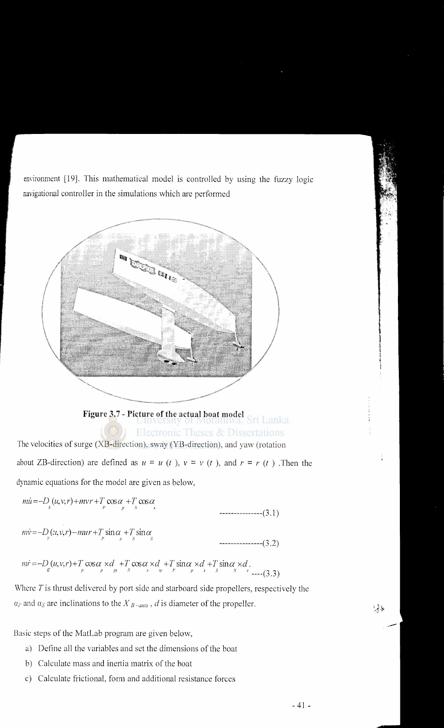environment [19]. This mathematical model is controlled by using the fuzzy logic navigational controller in the simulations which are performed

**Figure 3.7 - Picture of the actual boat model**

The velocities of surge (XB-direction), sway (YB-direction), and yaw (rotation about ZB-direction) are defined as $u = u(t)$, $v = v(t)$, and $r = r(t)$. Then the dynamic equations for the model are given as below,

$$m\dot{u} = -D_X(u,v,r) + mvr + T_P \cos\alpha_P + T_S \cos\alpha_S \quad \text{----------------(3.1)}$$

$$m\dot{v} = -D_Y(u,v,r) - mur + T_P \sin\alpha_P + T_S \sin\alpha_S \quad \text{----------------(3.2)}$$

$$m\dot{r} = -D_G(u,v,r) + T_P \cos\alpha_P \times d_{py} + T_S \cos\alpha_S \times d_{sy} + T_P \sin\alpha_P \times d_{x} + T_S \sin\alpha_S \times d_{x}. \quad \text{----(3.3)}$$

Where $T$ is thrust delivered by port side and starboard side propellers, respectively the $\alpha_P$ and $\alpha_S$ are inclinations to the $X_{B-axis}$, $d$ is diameter of the propeller.

Basic steps of the MatLab program are given below,

a) Define all the variables and set the dimensions of the boat
b) Calculate mass and inertia matrix of the boat
c) Calculate frictional, form and additional resistance forces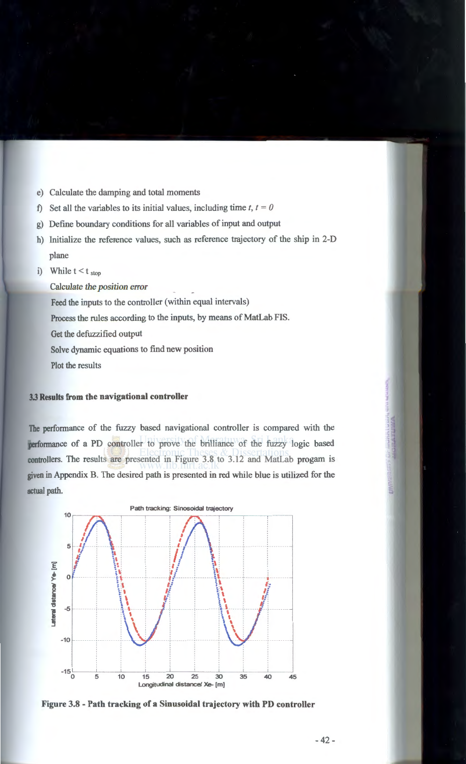e) Calculate the damping and total moments

f) Set all the variables to its initial values, including time $t$, $t = 0$

g) Define boundary conditions for all variables of input and output

h) Initialize the reference values, such as reference trajectory of the ship in 2-D plane

i) While $t < t_{stop}$

   Calculate *the position error*

   Feed the inputs to the controller (within equal intervals)

   Process the rules according to the inputs, by means of MatLab FIS.

   Get the defuzzified output

   Solve dynamic equations to find new position

   Plot the results

### 3.3 Results from the navigational controller

The performance of the fuzzy based navigational controller is compared with the performance of a PD controller to prove the brilliance of the fuzzy logic based controllers. The results are presented in Figure 3.8 to 3.12 and MatLab progam is given in Appendix B. The desired path is presented in red while blue is utilized for the actual path.

**Figure 3.8 - Path tracking of a Sinusoidal trajectory with PD controller**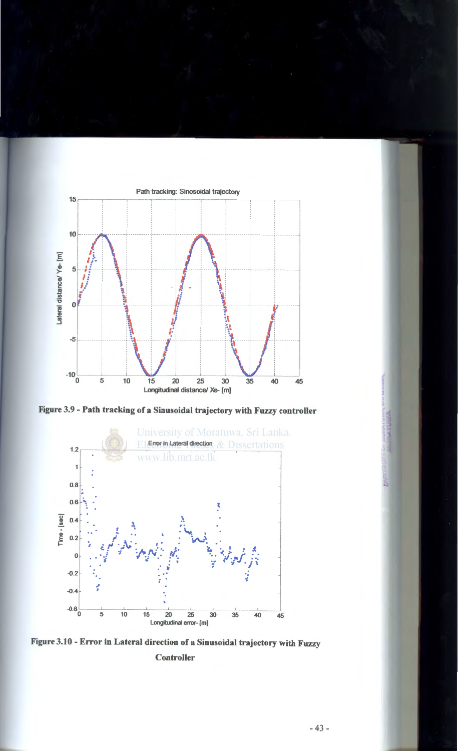Figure 3.9 - Path tracking of a Sinusoidal trajectory with Fuzzy controller

Figure 3.10 - Error in Lateral direction of a Sinusoidal trajectory with Fuzzy Controller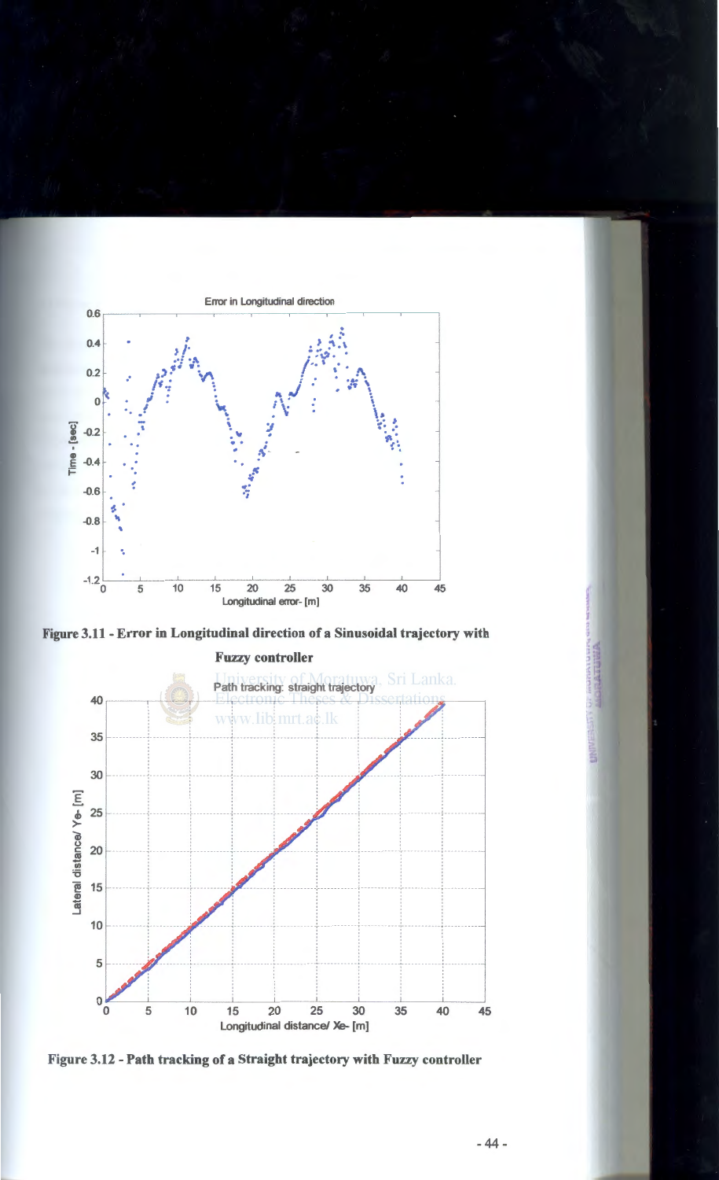Figure 3.11 - Error in Longitudinal direction of a Sinusoidal trajectory with Fuzzy controller

Figure 3.12 - Path tracking of a Straight trajectory with Fuzzy controller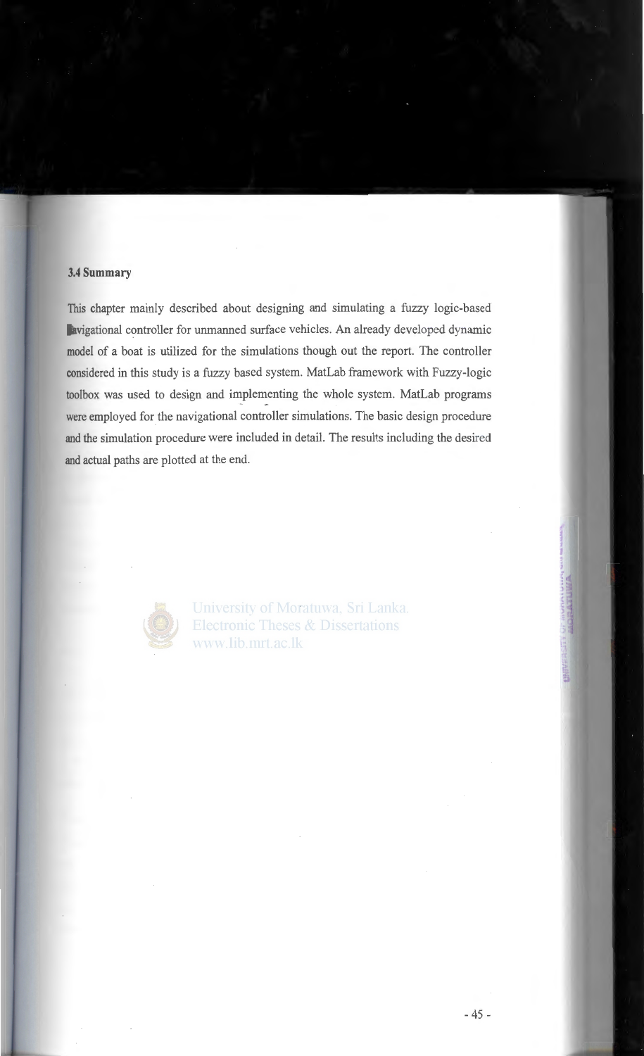### 3.4 Summary

This chapter mainly described about designing and simulating a fuzzy logic-based navigational controller for unmanned surface vehicles. An already developed dynamic model of a boat is utilized for the simulations though out the report. The controller considered in this study is a fuzzy based system. MatLab framework with Fuzzy-logic toolbox was used to design and implementing the whole system. MatLab programs were employed for the navigational controller simulations. The basic design procedure and the simulation procedure were included in detail. The results including the desired and actual paths are plotted at the end.